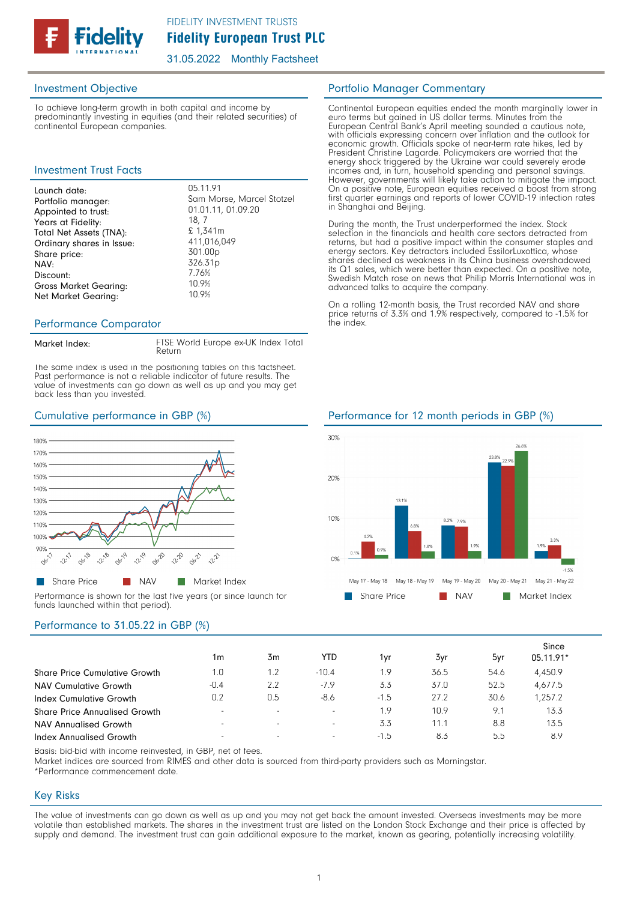FIDELITY INVESTMENT TRUSTS

# Fidelity European Trust PLC

31.05.2022 Monthly Factsheet

## Investment Objective

To achieve long-term growth in both capital and income by predominantly investing in equities (and their related securities) of continental European companies.

## Investment Trust Facts

| | |
|---|---|
| Launch date: | 05.11.91 |
| Portfolio manager: | Sam Morse, Marcel Stotzel |
| Appointed to trust: | 01.01.11, 01.09.20 |
| Years at Fidelity: | 18, 7 |
| Total Net Assets (TNA): | £ 1,341m |
| Ordinary shares in Issue: | 411,016,049 |
| Share price: | 301.00p |
| NAV: | 326.31p |
| Discount: | 7.76% |
| Gross Market Gearing: | 10.9% |
| Net Market Gearing: | 10.9% |

## Performance Comparator

| | |
|---|---|
| Market Index: | FTSE World Europe ex-UK Index Total Return |

The same index is used in the positioning tables on this factsheet. Past performance is not a reliable indicator of future results. The value of investments can go down as well as up and you may get back less than you invested.

## Portfolio Manager Commentary

Continental European equities ended the month marginally lower in euro terms but gained in US dollar terms. Minutes from the European Central Bank's April meeting sounded a cautious note, with officials expressing concern over inflation and the outlook for economic growth. Officials spoke of near-term rate hikes, led by President Christine Lagarde. Policymakers are worried that the energy shock triggered by the Ukraine war could severely erode incomes and, in turn, household spending and personal savings. However, governments will likely take action to mitigate the impact. On a positive note, European equities received a boost from strong first quarter earnings and reports of lower COVID-19 infection rates in Shanghai and Beijing.

During the month, the Trust underperformed the index. Stock selection in the financials and health care sectors detracted from returns, but had a positive impact within the consumer staples and energy sectors. Key detractors included EssilorLuxottica, whose shares declined as weakness in its China business overshadowed its Q1 sales, which were better than expected. On a positive note, Swedish Match rose on news that Philip Morris International was in advanced talks to acquire the company.

On a rolling 12-month basis, the Trust recorded NAV and share price returns of 3.3% and 1.9% respectively, compared to -1.5% for the index.

## Cumulative performance in GBP (%)

180%
170%
160%
150%
140%
130%
120%
110%
100%
90%
06-17 12-17 06-18 12-18 06-19 12-19 06-20 12-20 06-21 12-21

Share Price NAV Market Index

Performance is shown for the last five years (or since launch for funds launched within that period).

## Performance for 12 month periods in GBP (%)

30%
20%
10%
0%

May 17 - May 18: 0.1% 4.2% 0.9%
May 18 - May 19: 13.1% 6.8% 1.8%
May 19 - May 20: 8.2% 7.9% 1.9%
May 20 - May 21: 23.8% 22.9% 26.6%
May 21 - May 22: 1.9% 3.3% -1.5%

Share Price NAV Market Index

## Performance to 31.05.22 in GBP (%)

| | 1m | 3m | YTD | 1yr | 3yr | 5yr | Since 05.11.91* |
|---|---|---|---|---|---|---|---|
| Share Price Cumulative Growth | 1.0 | 1.2 | -10.4 | 1.9 | 36.5 | 54.6 | 4,450.9 |
| NAV Cumulative Growth | -0.4 | 2.2 | -7.9 | 3.3 | 37.0 | 52.5 | 4,677.5 |
| Index Cumulative Growth | 0.2 | 0.5 | -8.6 | -1.5 | 27.2 | 30.6 | 1,257.2 |
| Share Price Annualised Growth | - | - | - | 1.9 | 10.9 | 9.1 | 13.3 |
| NAV Annualised Growth | - | - | - | 3.3 | 11.1 | 8.8 | 13.5 |
| Index Annualised Growth | - | - | - | -1.5 | 8.3 | 5.5 | 8.9 |

Basis: bid-bid with income reinvested, in GBP, net of fees.
Market indices are sourced from RIMES and other data is sourced from third-party providers such as Morningstar.
*Performance commencement date.

## Key Risks

The value of investments can go down as well as up and you may not get back the amount invested. Overseas investments may be more volatile than established markets. The shares in the investment trust are listed on the London Stock Exchange and their price is affected by supply and demand. The investment trust can gain additional exposure to the market, known as gearing, potentially increasing volatility.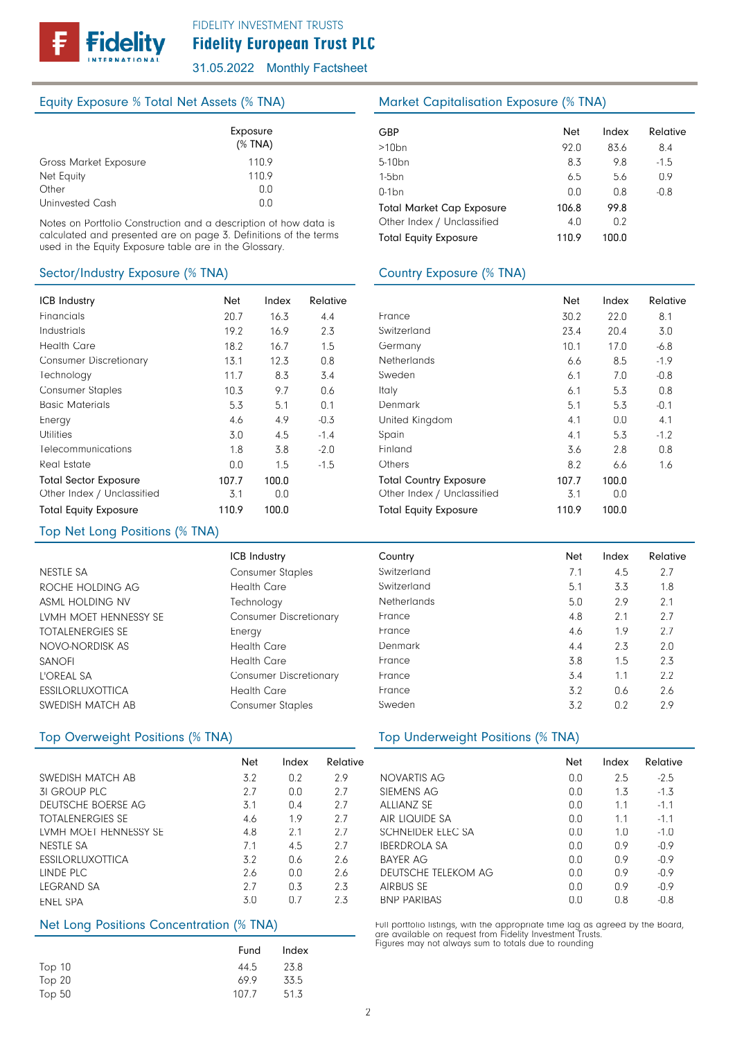FIDELITY INVESTMENT TRUSTS

# Fidelity European Trust PLC

31.05.2022 Monthly Factsheet

## Equity Exposure % Total Net Assets (% TNA)

| | Exposure (% TNA) |
|---|---|
| Gross Market Exposure | 110.9 |
| Net Equity | 110.9 |
| Other | 0.0 |
| Uninvested Cash | 0.0 |

Notes on Portfolio Construction and a description of how data is calculated and presented are on page 3. Definitions of the terms used in the Equity Exposure table are in the Glossary.

## Market Capitalisation Exposure (% TNA)

| GBP | Net | Index | Relative |
|---|---|---|---|
| >10bn | 92.0 | 83.6 | 8.4 |
| 5-10bn | 8.3 | 9.8 | -1.5 |
| 1-5bn | 6.5 | 5.6 | 0.9 |
| 0-1bn | 0.0 | 0.8 | -0.8 |
| **Total Market Cap Exposure** | **106.8** | **99.8** | |
| Other Index / Unclassified | 4.0 | 0.2 | |
| **Total Equity Exposure** | **110.9** | **100.0** | |

## Sector/Industry Exposure (% TNA)

| ICB Industry | Net | Index | Relative |
|---|---|---|---|
| Financials | 20.7 | 16.3 | 4.4 |
| Industrials | 19.2 | 16.9 | 2.3 |
| Health Care | 18.2 | 16.7 | 1.5 |
| Consumer Discretionary | 13.1 | 12.3 | 0.8 |
| Technology | 11.7 | 8.3 | 3.4 |
| Consumer Staples | 10.3 | 9.7 | 0.6 |
| Basic Materials | 5.3 | 5.1 | 0.1 |
| Energy | 4.6 | 4.9 | -0.3 |
| Utilities | 3.0 | 4.5 | -1.4 |
| Telecommunications | 1.8 | 3.8 | -2.0 |
| Real Estate | 0.0 | 1.5 | -1.5 |
| **Total Sector Exposure** | **107.7** | **100.0** | |
| Other Index / Unclassified | 3.1 | 0.0 | |
| **Total Equity Exposure** | **110.9** | **100.0** | |

## Country Exposure (% TNA)

| | Net | Index | Relative |
|---|---|---|---|
| France | 30.2 | 22.0 | 8.1 |
| Switzerland | 23.4 | 20.4 | 3.0 |
| Germany | 10.1 | 17.0 | -6.8 |
| Netherlands | 6.6 | 8.5 | -1.9 |
| Sweden | 6.1 | 7.0 | -0.8 |
| Italy | 6.1 | 5.3 | 0.8 |
| Denmark | 5.1 | 5.3 | -0.1 |
| United Kingdom | 4.1 | 0.0 | 4.1 |
| Spain | 4.1 | 5.3 | -1.2 |
| Finland | 3.6 | 2.8 | 0.8 |
| Others | 8.2 | 6.6 | 1.6 |
| **Total Country Exposure** | **107.7** | **100.0** | |
| Other Index / Unclassified | 3.1 | 0.0 | |
| **Total Equity Exposure** | **110.9** | **100.0** | |

## Top Net Long Positions (% TNA)

| | ICB Industry | Country | Net | Index | Relative |
|---|---|---|---|---|---|
| NESTLE SA | Consumer Staples | Switzerland | 7.1 | 4.5 | 2.7 |
| ROCHE HOLDING AG | Health Care | Switzerland | 5.1 | 3.3 | 1.8 |
| ASML HOLDING NV | Technology | Netherlands | 5.0 | 2.9 | 2.1 |
| LVMH MOET HENNESSY SE | Consumer Discretionary | France | 4.8 | 2.1 | 2.7 |
| TOTALENERGIES SE | Energy | France | 4.6 | 1.9 | 2.7 |
| NOVO-NORDISK AS | Health Care | Denmark | 4.4 | 2.3 | 2.0 |
| SANOFI | Health Care | France | 3.8 | 1.5 | 2.3 |
| L'OREAL SA | Consumer Discretionary | France | 3.4 | 1.1 | 2.2 |
| ESSILORLUXOTTICA | Health Care | France | 3.2 | 0.6 | 2.6 |
| SWEDISH MATCH AB | Consumer Staples | Sweden | 3.2 | 0.2 | 2.9 |

## Top Overweight Positions (% TNA)

| | Net | Index | Relative |
|---|---|---|---|
| SWEDISH MATCH AB | 3.2 | 0.2 | 2.9 |
| 3I GROUP PLC | 2.7 | 0.0 | 2.7 |
| DEUTSCHE BOERSE AG | 3.1 | 0.4 | 2.7 |
| TOTALENERGIES SE | 4.6 | 1.9 | 2.7 |
| LVMH MOET HENNESSY SE | 4.8 | 2.1 | 2.7 |
| NESTLE SA | 7.1 | 4.5 | 2.7 |
| ESSILORLUXOTTICA | 3.2 | 0.6 | 2.6 |
| LINDE PLC | 2.6 | 0.0 | 2.6 |
| LEGRAND SA | 2.7 | 0.3 | 2.3 |
| ENEL SPA | 3.0 | 0.7 | 2.3 |

## Top Underweight Positions (% TNA)

| | Net | Index | Relative |
|---|---|---|---|
| NOVARTIS AG | 0.0 | 2.5 | -2.5 |
| SIEMENS AG | 0.0 | 1.3 | -1.3 |
| ALLIANZ SE | 0.0 | 1.1 | -1.1 |
| AIR LIQUIDE SA | 0.0 | 1.1 | -1.1 |
| SCHNEIDER ELEC SA | 0.0 | 1.0 | -1.0 |
| IBERDROLA SA | 0.0 | 0.9 | -0.9 |
| BAYER AG | 0.0 | 0.9 | -0.9 |
| DEUTSCHE TELEKOM AG | 0.0 | 0.9 | -0.9 |
| AIRBUS SE | 0.0 | 0.9 | -0.9 |
| BNP PARIBAS | 0.0 | 0.8 | -0.8 |

## Net Long Positions Concentration (% TNA)

| | Fund | Index |
|---|---|---|
| Top 10 | 44.5 | 23.8 |
| Top 20 | 69.9 | 33.5 |
| Top 50 | 107.7 | 51.3 |

Full portfolio listings, with the appropriate time lag as agreed by the Board, are available on request from Fidelity Investment Trusts.
Figures may not always sum to totals due to rounding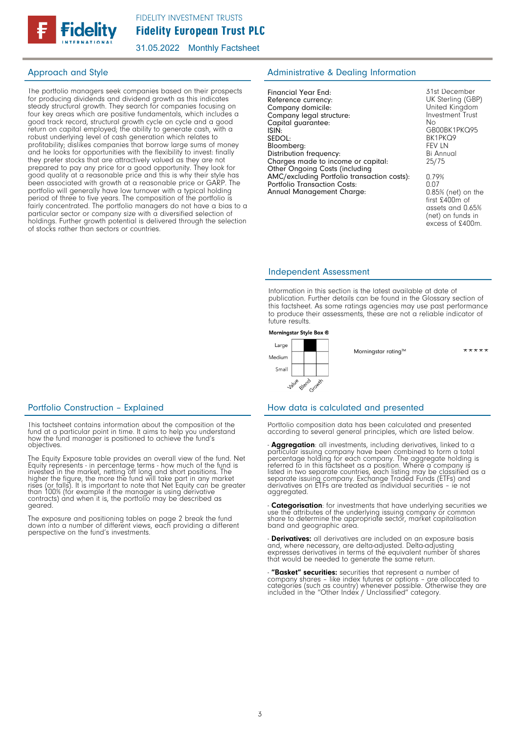## Approach and Style

The portfolio managers seek companies based on their prospects for producing dividends and dividend growth as this indicates steady structural growth. They search for companies focusing on four key areas which are positive fundamentals, which includes a good track record, structural growth cycle on cycle and a good return on capital employed; the ability to generate cash, with a robust underlying level of cash generation which relates to profitability; dislikes companies that borrow large sums of money and he looks for opportunities with the flexibility to invest: finally they prefer stocks that are attractively valued as they are not prepared to pay any price for a good opportunity. They look for good quality at a reasonable price and this is why their style has been associated with growth at a reasonable price or GARP. The portfolio will generally have low turnover with a typical holding period of three to five years. The composition of the portfolio is fairly concentrated. The portfolio managers do not have a bias to a particular sector or company size with a diversified selection of holdings. Further growth potential is delivered through the selection of stocks rather than sectors or countries.

## Administrative & Dealing Information

| | |
|---|---|
| Financial Year End: | 31st December |
| Reference currency: | UK Sterling (GBP) |
| Company domicile: | United Kingdom |
| Company legal structure: | Investment Trust |
| Capital guarantee: | No |
| ISIN: | GB00BK1PKQ95 |
| SEDOL: | BK1PKQ9 |
| Bloomberg: | FEV LN |
| Distribution frequency: | Bi Annual |
| Charges made to income or capital: | 25/75 |
| Other Ongoing Costs (including AMC/excluding Portfolio transaction costs): | 0.79% |
| Portfolio Transaction Costs: | 0.07 |
| Annual Management Charge: | 0.85% (net) on the first £400m of assets and 0.65% (net) on funds in excess of £400m. |

## Independent Assessment

Information in this section is the latest available at date of publication. Further details can be found in the Glossary section of this factsheet. As some ratings agencies may use past performance to produce their assessments, these are not a reliable indicator of future results.

Morningstar Style Box ®

Large
Medium
Small
Value Blend Growth

Morningstar rating™ ★★★★★

## Portfolio Construction – Explained

This factsheet contains information about the composition of the fund at a particular point in time. It aims to help you understand how the fund manager is positioned to achieve the fund's objectives.

The Equity Exposure table provides an overall view of the fund. Net Equity represents - in percentage terms - how much of the fund is invested in the market, netting off long and short positions. The higher the figure, the more the fund will take part in any market rises (or falls). It is important to note that Net Equity can be greater than 100% (for example if the manager is using derivative contracts) and when it is, the portfolio may be described as geared.

The exposure and positioning tables on page 2 break the fund down into a number of different views, each providing a different perspective on the fund's investments.

## How data is calculated and presented

Portfolio composition data has been calculated and presented according to several general principles, which are listed below.

- **Aggregation**: all investments, including derivatives, linked to a particular issuing company have been combined to form a total percentage holding for each company. The aggregate holding is referred to in this factsheet as a position. Where a company is listed in two separate countries, each listing may be classified as a separate issuing company. Exchange Traded Funds (ETFs) and derivatives on ETFs are treated as individual securities – ie not aggregated.

- **Categorisation**: for investments that have underlying securities we use the attributes of the underlying issuing company or common share to determine the appropriate sector, market capitalisation band and geographic area.

- **Derivatives:** all derivatives are included on an exposure basis and, where necessary, are delta-adjusted. Delta-adjusting expresses derivatives in terms of the equivalent number of shares that would be needed to generate the same return.

- **"Basket" securities:** securities that represent a number of company shares – like index futures or options – are allocated to categories (such as country) whenever possible. Otherwise they are included in the "Other Index / Unclassified" category.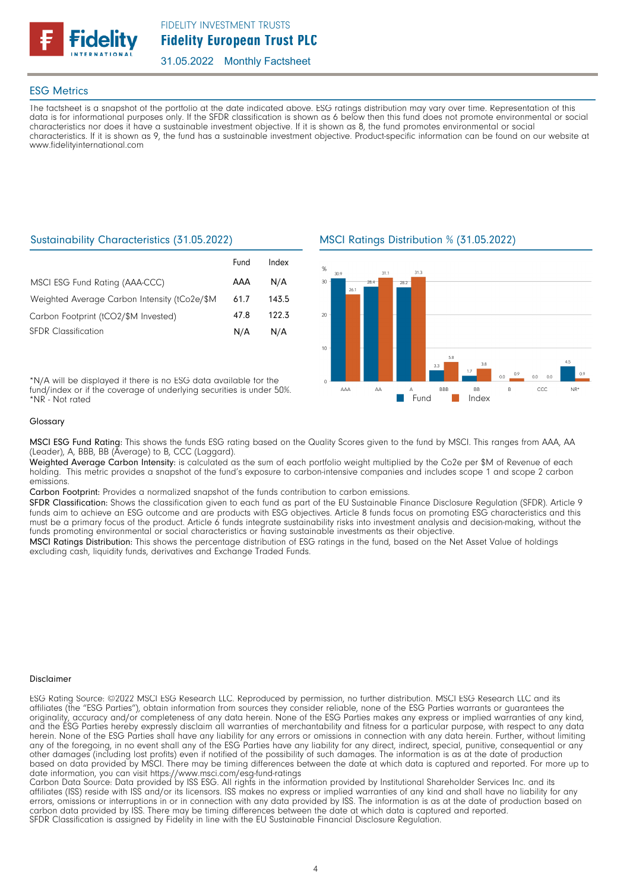## ESG Metrics

The factsheet is a snapshot of the portfolio at the date indicated above. ESG ratings distribution may vary over time. Representation of this data is for informational purposes only. If the SFDR classification is shown as 6 below then this fund does not promote environmental or social characteristics nor does it have a sustainable investment objective. If it is shown as 8, the fund promotes environmental or social characteristics. If it is shown as 9, the fund has a sustainable investment objective. Product-specific information can be found on our website at www.fidelityinternational.com

### Sustainability Characteristics (31.05.2022)

| | Fund | Index |
|---|---|---|
| MSCI ESG Fund Rating (AAA-CCC) | AAA | N/A |
| Weighted Average Carbon Intensity (tCo2e/$M | 61.7 | 143.5 |
| Carbon Footprint (tCO2/$M Invested) | 47.8 | 122.3 |
| SFDR Classification | N/A | N/A |

*N/A will be displayed if there is no ESG data available for the fund/index or if the coverage of underlying securities is under 50%.
*NR - Not rated

### MSCI Ratings Distribution % (31.05.2022)

%
30
20
10
0
30.9 26.1 28.4 31.1 28.2 31.3 3.3 5.8 1.7 3.8 0.0 0.9 0.0 0.0 4.5 0.9
AAA AA A BBB BB B CCC NR*
Fund Index

### Glossary

**MSCI ESG Fund Rating:** This shows the funds ESG rating based on the Quality Scores given to the fund by MSCI. This ranges from AAA, AA (Leader), A, BBB, BB (Average) to B, CCC (Laggard).
**Weighted Average Carbon Intensity:** is calculated as the sum of each portfolio weight multiplied by the Co2e per $M of Revenue of each holding. This metric provides a snapshot of the fund's exposure to carbon-intensive companies and includes scope 1 and scope 2 carbon emissions.
**Carbon Footprint:** Provides a normalized snapshot of the funds contribution to carbon emissions.
**SFDR Classification:** Shows the classification given to each fund as part of the EU Sustainable Finance Disclosure Regulation (SFDR). Article 9 funds aim to achieve an ESG outcome and are products with ESG objectives. Article 8 funds focus on promoting ESG characteristics and this must be a primary focus of the product. Article 6 funds integrate sustainability risks into investment analysis and decision-making, without the funds promoting environmental or social characteristics or having sustainable investments as their objective.
**MSCI Ratings Distribution:** This shows the percentage distribution of ESG ratings in the fund, based on the Net Asset Value of holdings excluding cash, liquidity funds, derivatives and Exchange Traded Funds.

### Disclaimer

ESG Rating Source: ©2022 MSCI ESG Research LLC. Reproduced by permission, no further distribution. MSCI ESG Research LLC and its affiliates (the "ESG Parties"), obtain information from sources they consider reliable, none of the ESG Parties warrants or guarantees the originality, accuracy and/or completeness of any data herein. None of the ESG Parties makes any express or implied warranties of any kind, and the ESG Parties hereby expressly disclaim all warranties of merchantability and fitness for a particular purpose, with respect to any data herein. None of the ESG Parties shall have any liability for any errors or omissions in connection with any data herein. Further, without limiting any of the foregoing, in no event shall any of the ESG Parties have any liability for any direct, indirect, special, punitive, consequential or any other damages (including lost profits) even if notified of the possibility of such damages. The information is as at the date of production based on data provided by MSCI. There may be timing differences between the date at which data is captured and reported. For more up to date information, you can visit https://www.msci.com/esg-fund-ratings
Carbon Data Source: Data provided by ISS ESG. All rights in the information provided by Institutional Shareholder Services Inc. and its affiliates (ISS) reside with ISS and/or its licensors. ISS makes no express or implied warranties of any kind and shall have no liability for any errors, omissions or interruptions in or in connection with any data provided by ISS. The information is as at the date of production based on carbon data provided by ISS. There may be timing differences between the date at which data is captured and reported.
SFDR Classification is assigned by Fidelity in line with the EU Sustainable Financial Disclosure Regulation.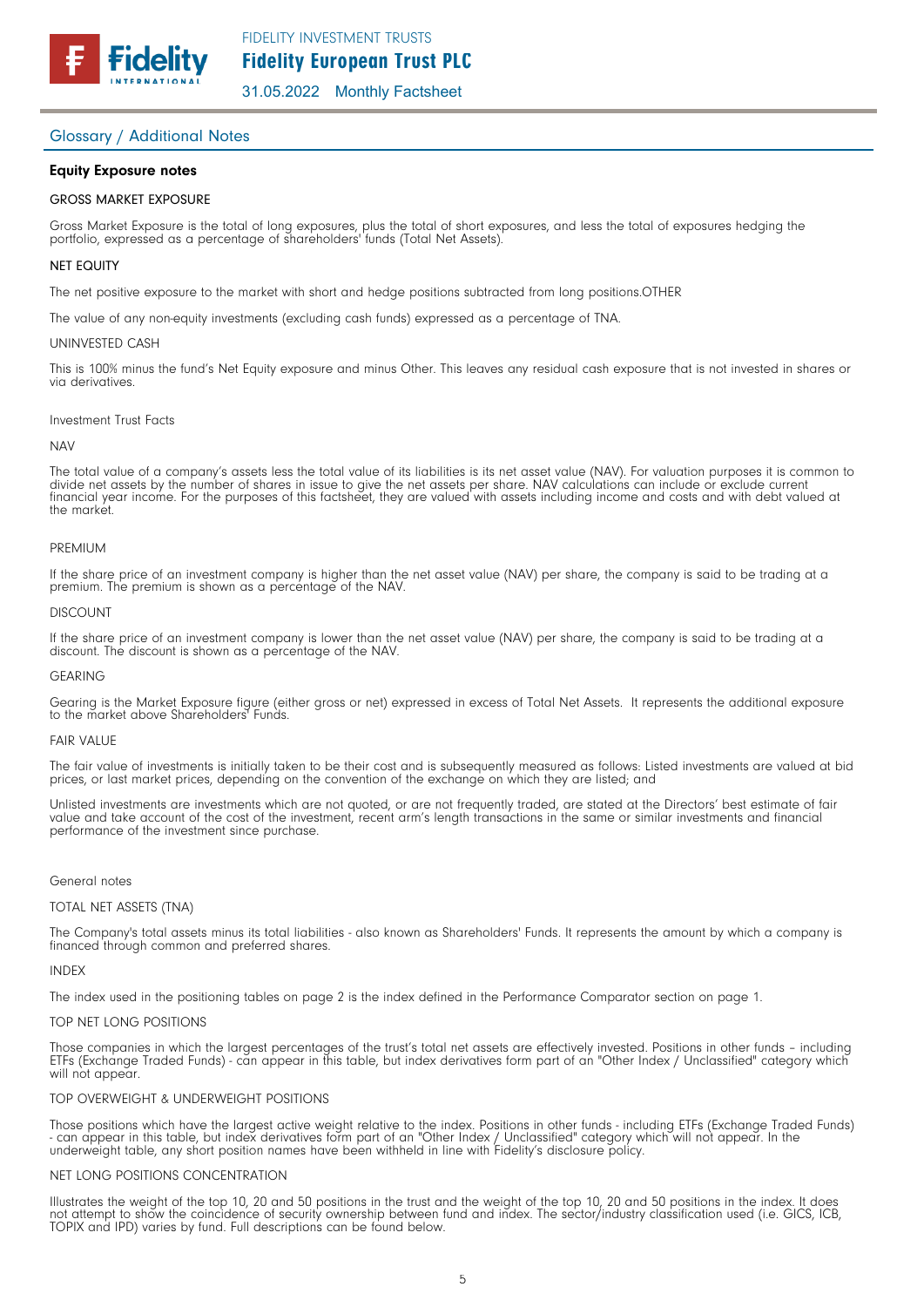## Glossary / Additional Notes

### Equity Exposure notes

GROSS MARKET EXPOSURE

Gross Market Exposure is the total of long exposures, plus the total of short exposures, and less the total of exposures hedging the portfolio, expressed as a percentage of shareholders' funds (Total Net Assets).

NET EQUITY

The net positive exposure to the market with short and hedge positions subtracted from long positions.OTHER

The value of any non-equity investments (excluding cash funds) expressed as a percentage of TNA.

UNINVESTED CASH

This is 100% minus the fund's Net Equity exposure and minus Other. This leaves any residual cash exposure that is not invested in shares or via derivatives.

Investment Trust Facts

NAV

The total value of a company's assets less the total value of its liabilities is its net asset value (NAV). For valuation purposes it is common to divide net assets by the number of shares in issue to give the net assets per share. NAV calculations can include or exclude current financial year income. For the purposes of this factsheet, they are valued with assets including income and costs and with debt valued at the market.

PREMIUM

If the share price of an investment company is higher than the net asset value (NAV) per share, the company is said to be trading at a premium. The premium is shown as a percentage of the NAV.

DISCOUNT

If the share price of an investment company is lower than the net asset value (NAV) per share, the company is said to be trading at a discount. The discount is shown as a percentage of the NAV.

GEARING

Gearing is the Market Exposure figure (either gross or net) expressed in excess of Total Net Assets. It represents the additional exposure to the market above Shareholders' Funds.

FAIR VALUE

The fair value of investments is initially taken to be their cost and is subsequently measured as follows: Listed investments are valued at bid prices, or last market prices, depending on the convention of the exchange on which they are listed; and

Unlisted investments are investments which are not quoted, or are not frequently traded, are stated at the Directors' best estimate of fair value and take account of the cost of the investment, recent arm's length transactions in the same or similar investments and financial performance of the investment since purchase.

General notes

TOTAL NET ASSETS (TNA)

The Company's total assets minus its total liabilities - also known as Shareholders' Funds. It represents the amount by which a company is financed through common and preferred shares.

INDEX

The index used in the positioning tables on page 2 is the index defined in the Performance Comparator section on page 1.

TOP NET LONG POSITIONS

Those companies in which the largest percentages of the trust's total net assets are effectively invested. Positions in other funds – including ETFs (Exchange Traded Funds) - can appear in this table, but index derivatives form part of an "Other Index / Unclassified" category which will not appear.

TOP OVERWEIGHT & UNDERWEIGHT POSITIONS

Those positions which have the largest active weight relative to the index. Positions in other funds - including ETFs (Exchange Traded Funds) - can appear in this table, but index derivatives form part of an "Other Index / Unclassified" category which will not appear. In the underweight table, any short position names have been withheld in line with Fidelity's disclosure policy.

NET LONG POSITIONS CONCENTRATION

Illustrates the weight of the top 10, 20 and 50 positions in the trust and the weight of the top 10, 20 and 50 positions in the index. It does not attempt to show the coincidence of security ownership between fund and index. The sector/industry classification used (i.e. GICS, ICB, TOPIX and IPD) varies by fund. Full descriptions can be found below.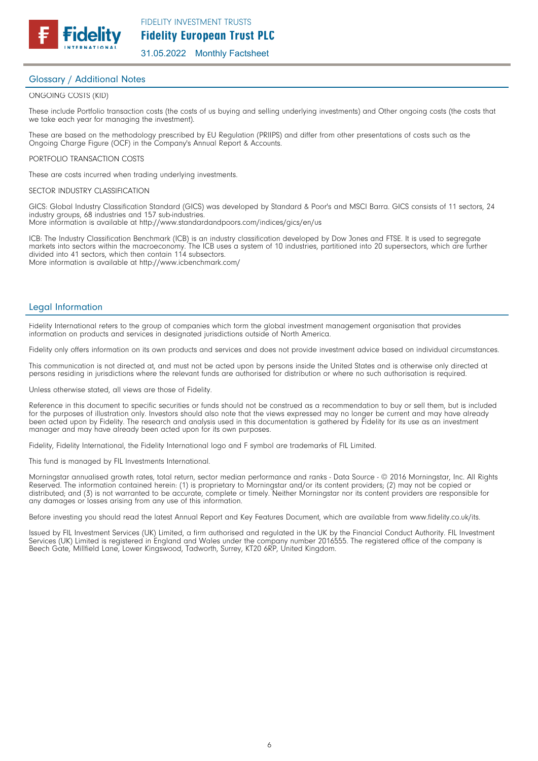## Glossary / Additional Notes

ONGOING COSTS (KID)

These include Portfolio transaction costs (the costs of us buying and selling underlying investments) and Other ongoing costs (the costs that we take each year for managing the investment).

These are based on the methodology prescribed by EU Regulation (PRIIPS) and differ from other presentations of costs such as the Ongoing Charge Figure (OCF) in the Company's Annual Report & Accounts.

PORTFOLIO TRANSACTION COSTS

These are costs incurred when trading underlying investments.

SECTOR INDUSTRY CLASSIFICATION

GICS: Global Industry Classification Standard (GICS) was developed by Standard & Poor's and MSCI Barra. GICS consists of 11 sectors, 24 industry groups, 68 industries and 157 sub-industries.
More information is available at http://www.standardandpoors.com/indices/gics/en/us

ICB: The Industry Classification Benchmark (ICB) is an industry classification developed by Dow Jones and FTSE. It is used to segregate markets into sectors within the macroeconomy. The ICB uses a system of 10 industries, partitioned into 20 supersectors, which are further divided into 41 sectors, which then contain 114 subsectors.
More information is available at http://www.icbenchmark.com/

## Legal Information

Fidelity International refers to the group of companies which form the global investment management organisation that provides information on products and services in designated jurisdictions outside of North America.

Fidelity only offers information on its own products and services and does not provide investment advice based on individual circumstances.

This communication is not directed at, and must not be acted upon by persons inside the United States and is otherwise only directed at persons residing in jurisdictions where the relevant funds are authorised for distribution or where no such authorisation is required.

Unless otherwise stated, all views are those of Fidelity.

Reference in this document to specific securities or funds should not be construed as a recommendation to buy or sell them, but is included for the purposes of illustration only. Investors should also note that the views expressed may no longer be current and may have already been acted upon by Fidelity. The research and analysis used in this documentation is gathered by Fidelity for its use as an investment manager and may have already been acted upon for its own purposes.

Fidelity, Fidelity International, the Fidelity International logo and F symbol are trademarks of FIL Limited.

This fund is managed by FIL Investments International.

Morningstar annualised growth rates, total return, sector median performance and ranks - Data Source - © 2016 Morningstar, Inc. All Rights Reserved. The information contained herein: (1) is proprietary to Morningstar and/or its content providers; (2) may not be copied or distributed; and (3) is not warranted to be accurate, complete or timely. Neither Morningstar nor its content providers are responsible for any damages or losses arising from any use of this information.

Before investing you should read the latest Annual Report and Key Features Document, which are available from www.fidelity.co.uk/its.

Issued by FIL Investment Services (UK) Limited, a firm authorised and regulated in the UK by the Financial Conduct Authority. FIL Investment Services (UK) Limited is registered in England and Wales under the company number 2016555. The registered office of the company is Beech Gate, Millfield Lane, Lower Kingswood, Tadworth, Surrey, KT20 6RP, United Kingdom.